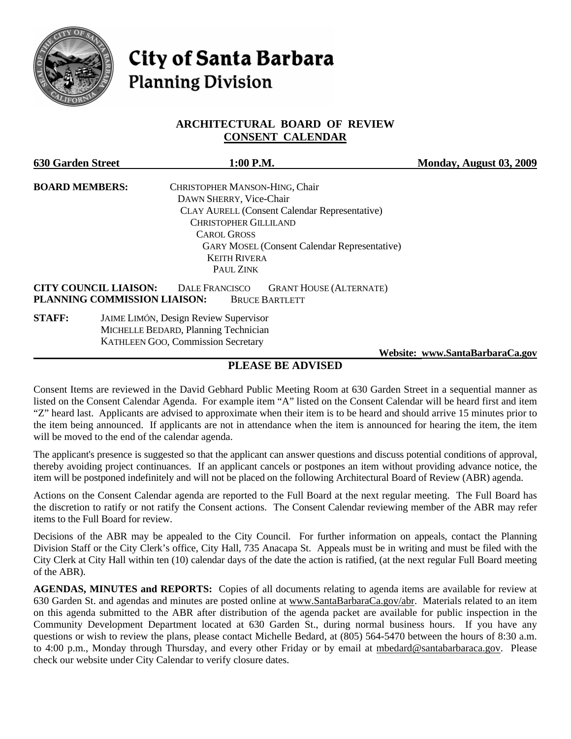# City of Santa Barbara
## Planning Division

### ARCHITECTURAL BOARD OF REVIEW
### CONSENT CALENDAR

**630 Garden Street** **1:00 P.M.** **Monday, August 03, 2009**

**BOARD MEMBERS:**
CHRISTOPHER MANSON-HING, Chair
DAWN SHERRY, Vice-Chair
CLAY AURELL (Consent Calendar Representative)
CHRISTOPHER GILLILAND
CAROL GROSS
GARY MOSEL (Consent Calendar Representative)
KEITH RIVERA
PAUL ZINK

**CITY COUNCIL LIAISON:** DALE FRANCISCO GRANT HOUSE (ALTERNATE)
**PLANNING COMMISSION LIAISON:** BRUCE BARTLETT

**STAFF:**
JAIME LIMÓN, Design Review Supervisor
MICHELLE BEDARD, Planning Technician
KATHLEEN GOO, Commission Secretary

**Website: www.SantaBarbaraCa.gov**

## PLEASE BE ADVISED

Consent Items are reviewed in the David Gebhard Public Meeting Room at 630 Garden Street in a sequential manner as listed on the Consent Calendar Agenda. For example item "A" listed on the Consent Calendar will be heard first and item "Z" heard last. Applicants are advised to approximate when their item is to be heard and should arrive 15 minutes prior to the item being announced. If applicants are not in attendance when the item is announced for hearing the item, the item will be moved to the end of the calendar agenda.

The applicant's presence is suggested so that the applicant can answer questions and discuss potential conditions of approval, thereby avoiding project continuances. If an applicant cancels or postpones an item without providing advance notice, the item will be postponed indefinitely and will not be placed on the following Architectural Board of Review (ABR) agenda.

Actions on the Consent Calendar agenda are reported to the Full Board at the next regular meeting. The Full Board has the discretion to ratify or not ratify the Consent actions. The Consent Calendar reviewing member of the ABR may refer items to the Full Board for review.

Decisions of the ABR may be appealed to the City Council. For further information on appeals, contact the Planning Division Staff or the City Clerk's office, City Hall, 735 Anacapa St. Appeals must be in writing and must be filed with the City Clerk at City Hall within ten (10) calendar days of the date the action is ratified, (at the next regular Full Board meeting of the ABR).

**AGENDAS, MINUTES and REPORTS:** Copies of all documents relating to agenda items are available for review at 630 Garden St. and agendas and minutes are posted online at www.SantaBarbaraCa.gov/abr. Materials related to an item on this agenda submitted to the ABR after distribution of the agenda packet are available for public inspection in the Community Development Department located at 630 Garden St., during normal business hours. If you have any questions or wish to review the plans, please contact Michelle Bedard, at (805) 564-5470 between the hours of 8:30 a.m. to 4:00 p.m., Monday through Thursday, and every other Friday or by email at mbedard@santabarbaraca.gov. Please check our website under City Calendar to verify closure dates.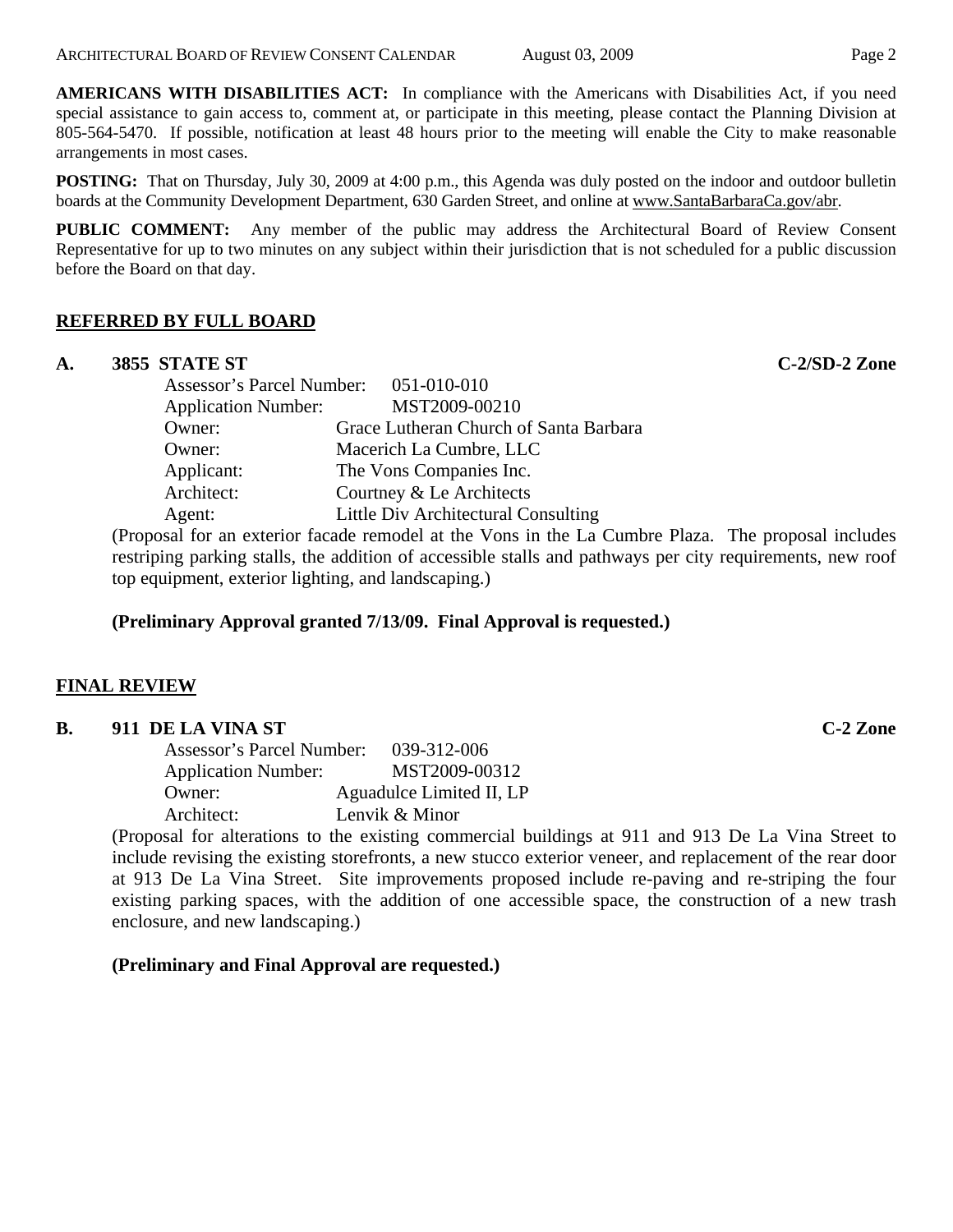**AMERICANS WITH DISABILITIES ACT:** In compliance with the Americans with Disabilities Act, if you need special assistance to gain access to, comment at, or participate in this meeting, please contact the Planning Division at 805-564-5470. If possible, notification at least 48 hours prior to the meeting will enable the City to make reasonable arrangements in most cases.

**POSTING:** That on Thursday, July 30, 2009 at 4:00 p.m., this Agenda was duly posted on the indoor and outdoor bulletin boards at the Community Development Department, 630 Garden Street, and online at www.SantaBarbaraCa.gov/abr.

**PUBLIC COMMENT:** Any member of the public may address the Architectural Board of Review Consent Representative for up to two minutes on any subject within their jurisdiction that is not scheduled for a public discussion before the Board on that day.

## REFERRED BY FULL BOARD

### A. 3855 STATE ST — C-2/SD-2 Zone

Assessor's Parcel Number: 051-010-010
Application Number: MST2009-00210
Owner: Grace Lutheran Church of Santa Barbara
Owner: Macerich La Cumbre, LLC
Applicant: The Vons Companies Inc.
Architect: Courtney & Le Architects
Agent: Little Div Architectural Consulting

(Proposal for an exterior facade remodel at the Vons in the La Cumbre Plaza. The proposal includes restriping parking stalls, the addition of accessible stalls and pathways per city requirements, new roof top equipment, exterior lighting, and landscaping.)

**(Preliminary Approval granted 7/13/09. Final Approval is requested.)**

## FINAL REVIEW

### B. 911 DE LA VINA ST — C-2 Zone

Assessor's Parcel Number: 039-312-006
Application Number: MST2009-00312
Owner: Aguadulce Limited II, LP
Architect: Lenvik & Minor

(Proposal for alterations to the existing commercial buildings at 911 and 913 De La Vina Street to include revising the existing storefronts, a new stucco exterior veneer, and replacement of the rear door at 913 De La Vina Street. Site improvements proposed include re-paving and re-striping the four existing parking spaces, with the addition of one accessible space, the construction of a new trash enclosure, and new landscaping.)

**(Preliminary and Final Approval are requested.)**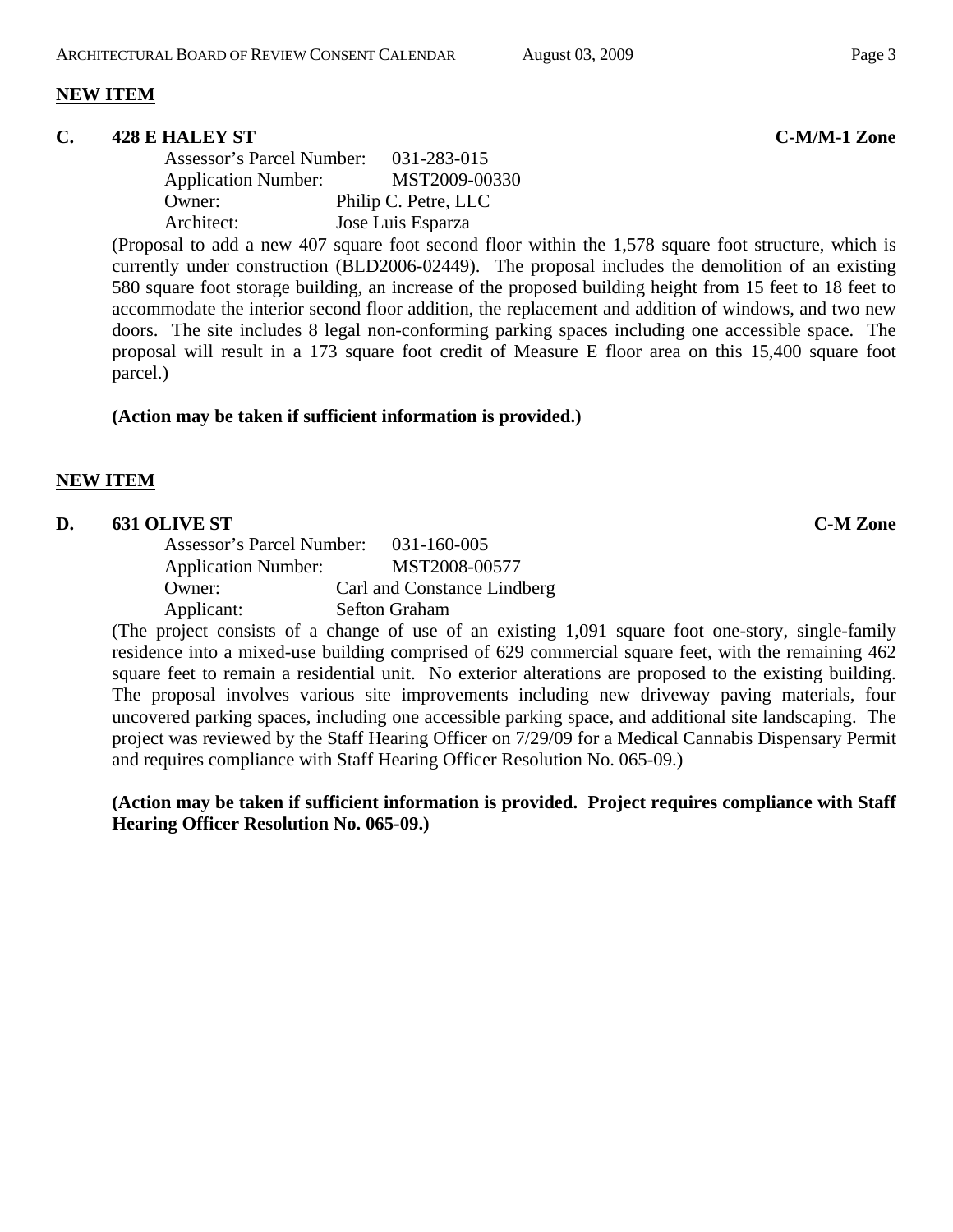**NEW ITEM**

**C. 428 E HALEY ST** **C-M/M-1 Zone**

Assessor's Parcel Number: 031-283-015
Application Number: MST2009-00330
Owner: Philip C. Petre, LLC
Architect: Jose Luis Esparza

(Proposal to add a new 407 square foot second floor within the 1,578 square foot structure, which is currently under construction (BLD2006-02449). The proposal includes the demolition of an existing 580 square foot storage building, an increase of the proposed building height from 15 feet to 18 feet to accommodate the interior second floor addition, the replacement and addition of windows, and two new doors. The site includes 8 legal non-conforming parking spaces including one accessible space. The proposal will result in a 173 square foot credit of Measure E floor area on this 15,400 square foot parcel.)

**(Action may be taken if sufficient information is provided.)**

**NEW ITEM**

**D. 631 OLIVE ST** **C-M Zone**

Assessor's Parcel Number: 031-160-005
Application Number: MST2008-00577
Owner: Carl and Constance Lindberg
Applicant: Sefton Graham

(The project consists of a change of use of an existing 1,091 square foot one-story, single-family residence into a mixed-use building comprised of 629 commercial square feet, with the remaining 462 square feet to remain a residential unit. No exterior alterations are proposed to the existing building. The proposal involves various site improvements including new driveway paving materials, four uncovered parking spaces, including one accessible parking space, and additional site landscaping. The project was reviewed by the Staff Hearing Officer on 7/29/09 for a Medical Cannabis Dispensary Permit and requires compliance with Staff Hearing Officer Resolution No. 065-09.)

**(Action may be taken if sufficient information is provided. Project requires compliance with Staff Hearing Officer Resolution No. 065-09.)**